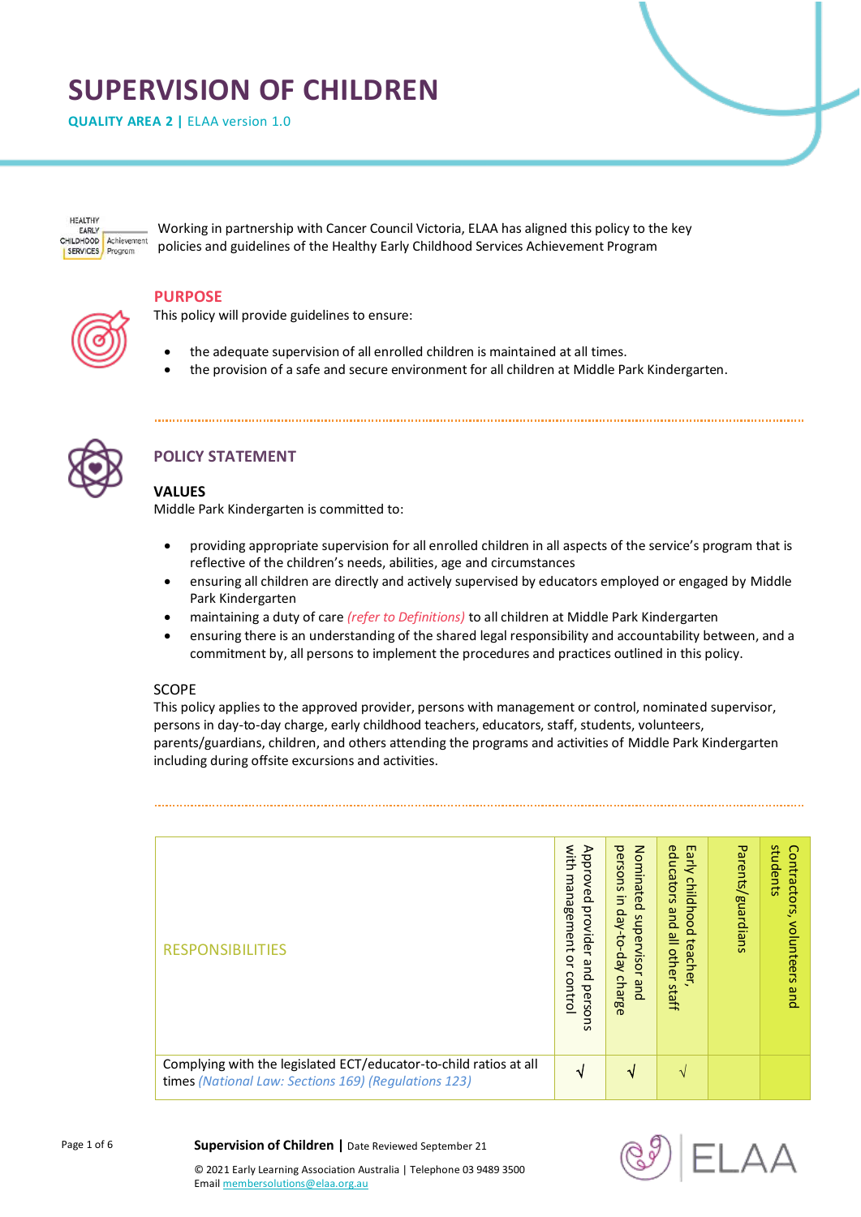# SUPERVISION OF CHILDREN

**QUALITY AREA 2 |** ELAA version 1.0

Working in partnership with Cancer Council Victoria, ELAA has aligned this policy to the key policies and guidelines of the Healthy Early Childhood Services Achievement Program

## PURPOSE

This policy will provide guidelines to ensure:

- the adequate supervision of all enrolled children is maintained at all times.
- the provision of a safe and secure environment for all children at Middle Park Kindergarten.

## POLICY STATEMENT

### VALUES

Middle Park Kindergarten is committed to:

- providing appropriate supervision for all enrolled children in all aspects of the service's program that is reflective of the children's needs, abilities, age and circumstances
- ensuring all children are directly and actively supervised by educators employed or engaged by Middle Park Kindergarten
- maintaining a duty of care *(refer to Definitions)* to all children at Middle Park Kindergarten
- ensuring there is an understanding of the shared legal responsibility and accountability between, and a commitment by, all persons to implement the procedures and practices outlined in this policy.

### SCOPE

This policy applies to the approved provider, persons with management or control, nominated supervisor, persons in day-to-day charge, early childhood teachers, educators, staff, students, volunteers, parents/guardians, children, and others attending the programs and activities of Middle Park Kindergarten including during offsite excursions and activities.

| RESPONSIBILITIES | Approved provider and persons with management or control | Nominated supervisor and persons in day-to-day charge | Early childhood teacher, educators and all other staff | Parents/guardians | Contractors, volunteers and students |
|---|---|---|---|---|---|
| Complying with the legislated ECT/educator-to-child ratios at all times *(National Law: Sections 169) (Regulations 123)* | √ | √ | √ | | |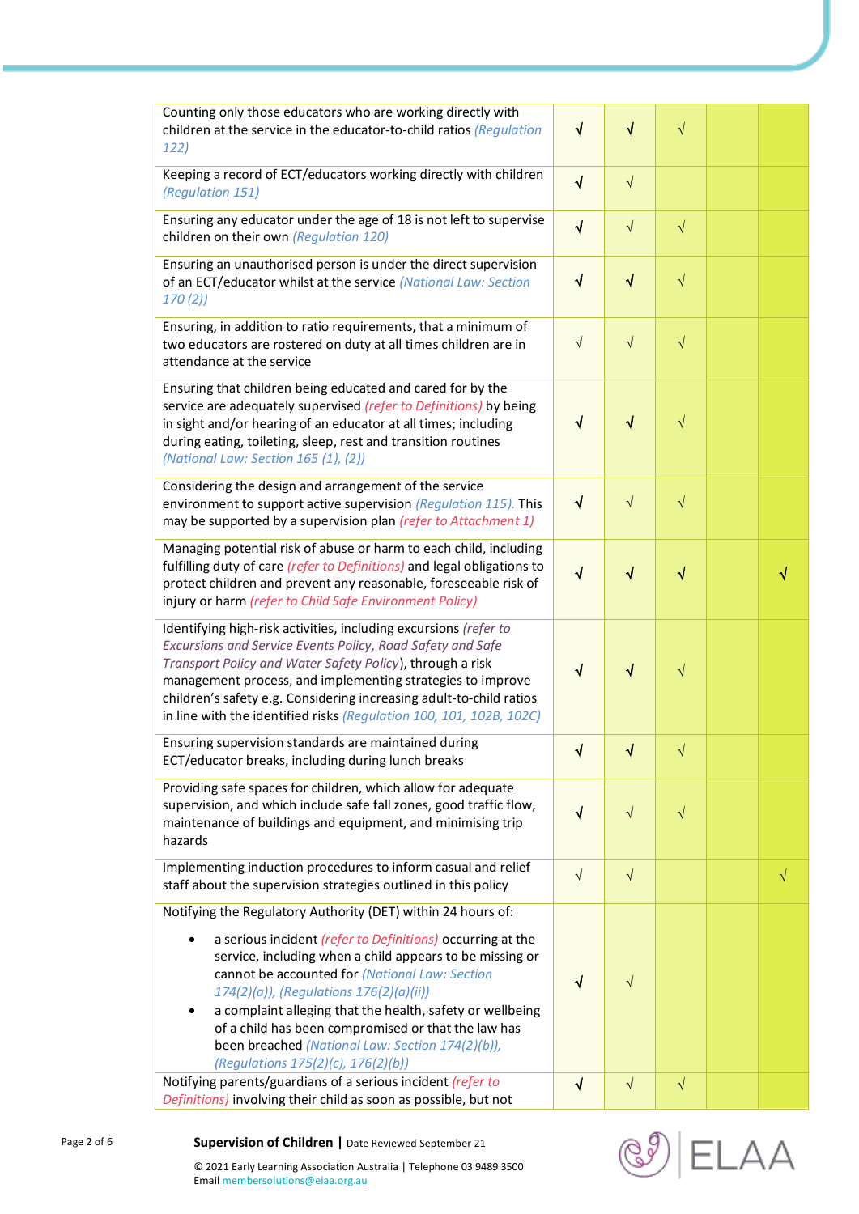| | | | | | |
|---|---|---|---|---|---|
| Counting only those educators who are working directly with children at the service in the educator-to-child ratios *(Regulation 122)* | √ | √ | √ | | |
| Keeping a record of ECT/educators working directly with children *(Regulation 151)* | √ | √ | | | |
| Ensuring any educator under the age of 18 is not left to supervise children on their own *(Regulation 120)* | √ | √ | √ | | |
| Ensuring an unauthorised person is under the direct supervision of an ECT/educator whilst at the service *(National Law: Section 170 (2))* | √ | √ | √ | | |
| Ensuring, in addition to ratio requirements, that a minimum of two educators are rostered on duty at all times children are in attendance at the service | √ | √ | √ | | |
| Ensuring that children being educated and cared for by the service are adequately supervised *(refer to Definitions)* by being in sight and/or hearing of an educator at all times; including during eating, toileting, sleep, rest and transition routines *(National Law: Section 165 (1), (2))* | √ | √ | √ | | |
| Considering the design and arrangement of the service environment to support active supervision *(Regulation 115).* This may be supported by a supervision plan *(refer to Attachment 1)* | √ | √ | √ | | |
| Managing potential risk of abuse or harm to each child, including fulfilling duty of care *(refer to Definitions)* and legal obligations to protect children and prevent any reasonable, foreseeable risk of injury or harm *(refer to Child Safe Environment Policy)* | √ | √ | √ | | √ |
| Identifying high-risk activities, including excursions *(refer to Excursions and Service Events Policy, Road Safety and Safe Transport Policy and Water Safety Policy)*, through a risk management process, and implementing strategies to improve children's safety e.g. Considering increasing adult-to-child ratios in line with the identified risks *(Regulation 100, 101, 102B, 102C)* | √ | √ | √ | | |
| Ensuring supervision standards are maintained during ECT/educator breaks, including during lunch breaks | √ | √ | √ | | |
| Providing safe spaces for children, which allow for adequate supervision, and which include safe fall zones, good traffic flow, maintenance of buildings and equipment, and minimising trip hazards | √ | √ | √ | | |
| Implementing induction procedures to inform casual and relief staff about the supervision strategies outlined in this policy | √ | √ | | | √ |
| Notifying the Regulatory Authority (DET) within 24 hours of:<br>• a serious incident *(refer to Definitions)* occurring at the service, including when a child appears to be missing or cannot be accounted for *(National Law: Section 174(2)(a)), (Regulations 176(2)(a)(ii))*<br>• a complaint alleging that the health, safety or wellbeing of a child has been compromised or that the law has been breached *(National Law: Section 174(2)(b)), (Regulations 175(2)(c), 176(2)(b))* | √ | √ | | | |
| Notifying parents/guardians of a serious incident *(refer to Definitions)* involving their child as soon as possible, but not | √ | √ | √ | | |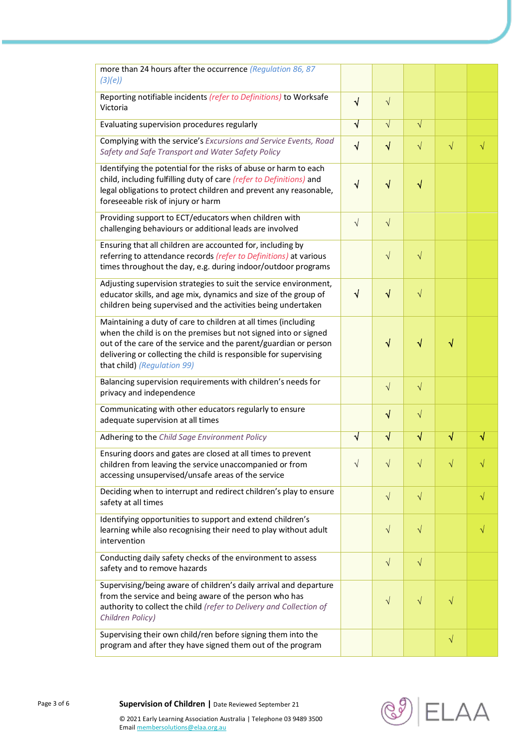| | | | | | |
|---|---|---|---|---|---|
| more than 24 hours after the occurrence *(Regulation 86, 87 (3)(e))* | | | | | |
| Reporting notifiable incidents *(refer to Definitions)* to Worksafe Victoria | √ | √ | | | |
| Evaluating supervision procedures regularly | √ | √ | √ | | |
| Complying with the service's *Excursions and Service Events, Road Safety and Safe Transport and Water Safety Policy* | √ | √ | √ | √ | √ |
| Identifying the potential for the risks of abuse or harm to each child, including fulfilling duty of care *(refer to Definitions)* and legal obligations to protect children and prevent any reasonable, foreseeable risk of injury or harm | √ | √ | √ | | |
| Providing support to ECT/educators when children with challenging behaviours or additional leads are involved | √ | √ | | | |
| Ensuring that all children are accounted for, including by referring to attendance records *(refer to Definitions)* at various times throughout the day, e.g. during indoor/outdoor programs | | √ | √ | | |
| Adjusting supervision strategies to suit the service environment, educator skills, and age mix, dynamics and size of the group of children being supervised and the activities being undertaken | √ | √ | √ | | |
| Maintaining a duty of care to children at all times (including when the child is on the premises but not signed into or signed out of the care of the service and the parent/guardian or person delivering or collecting the child is responsible for supervising that child) *(Regulation 99)* | | √ | √ | √ | |
| Balancing supervision requirements with children's needs for privacy and independence | | √ | √ | | |
| Communicating with other educators regularly to ensure adequate supervision at all times | | √ | √ | | |
| Adhering to the *Child Sage Environment Policy* | √ | √ | √ | √ | √ |
| Ensuring doors and gates are closed at all times to prevent children from leaving the service unaccompanied or from accessing unsupervised/unsafe areas of the service | √ | √ | √ | √ | √ |
| Deciding when to interrupt and redirect children's play to ensure safety at all times | | √ | √ | | √ |
| Identifying opportunities to support and extend children's learning while also recognising their need to play without adult intervention | | √ | √ | | √ |
| Conducting daily safety checks of the environment to assess safety and to remove hazards | | √ | √ | | |
| Supervising/being aware of children's daily arrival and departure from the service and being aware of the person who has authority to collect the child *(refer to Delivery and Collection of Children Policy)* | | √ | √ | √ | |
| Supervising their own child/ren before signing them into the program and after they have signed them out of the program | | | | √ | |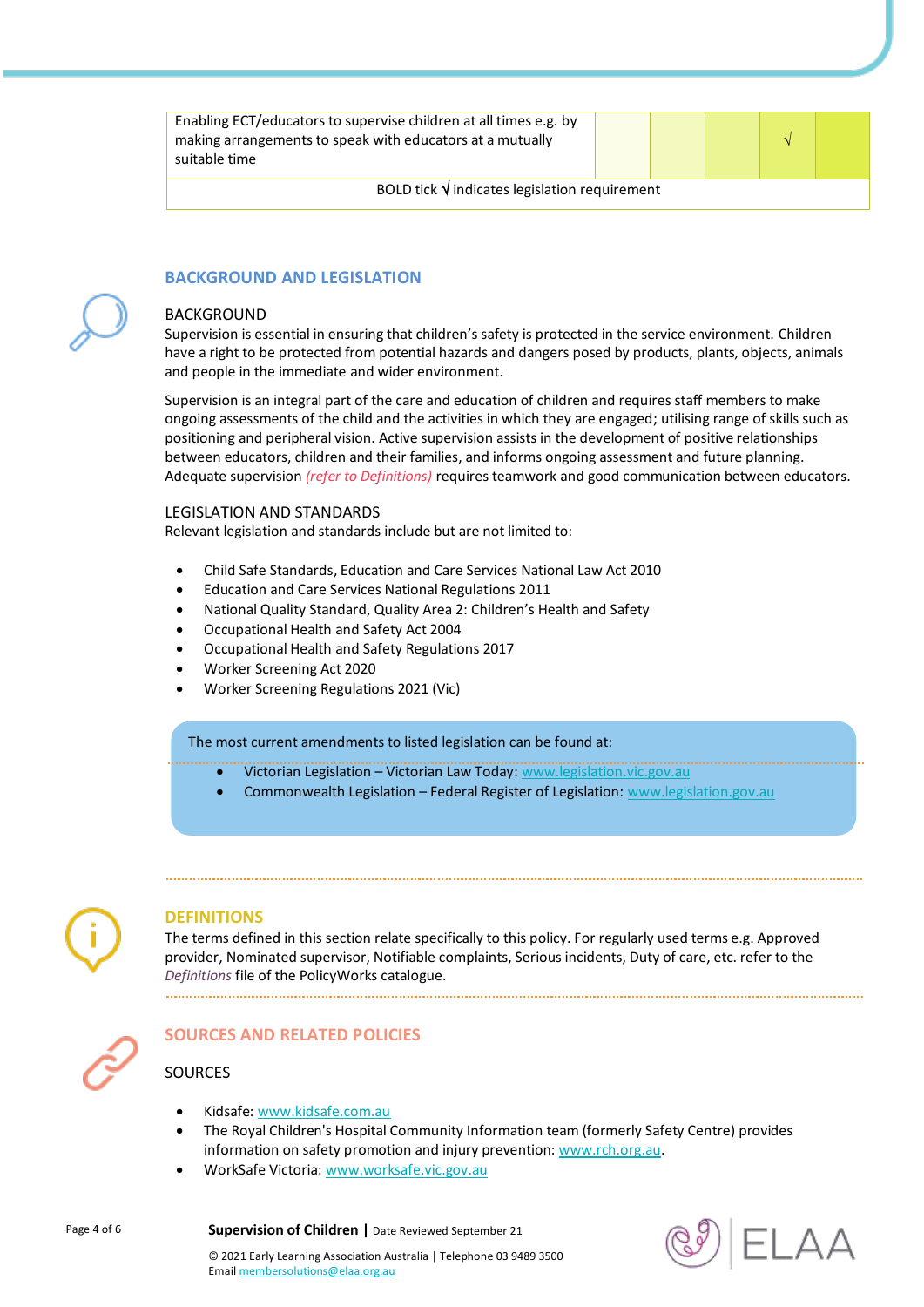| Enabling ECT/educators to supervise children at all times e.g. by making arrangements to speak with educators at a mutually suitable time | | | | √ | |
|---|---|---|---|---|---|
| BOLD tick √ indicates legislation requirement | | | | | |

## BACKGROUND AND LEGISLATION

### BACKGROUND

Supervision is essential in ensuring that children's safety is protected in the service environment. Children have a right to be protected from potential hazards and dangers posed by products, plants, objects, animals and people in the immediate and wider environment.

Supervision is an integral part of the care and education of children and requires staff members to make ongoing assessments of the child and the activities in which they are engaged; utilising range of skills such as positioning and peripheral vision. Active supervision assists in the development of positive relationships between educators, children and their families, and informs ongoing assessment and future planning. Adequate supervision *(refer to Definitions)* requires teamwork and good communication between educators.

### LEGISLATION AND STANDARDS

Relevant legislation and standards include but are not limited to:

- Child Safe Standards, Education and Care Services National Law Act 2010
- Education and Care Services National Regulations 2011
- National Quality Standard, Quality Area 2: Children's Health and Safety
- Occupational Health and Safety Act 2004
- Occupational Health and Safety Regulations 2017
- Worker Screening Act 2020
- Worker Screening Regulations 2021 (Vic)

The most current amendments to listed legislation can be found at:

- Victorian Legislation – Victorian Law Today: www.legislation.vic.gov.au
- Commonwealth Legislation – Federal Register of Legislation: www.legislation.gov.au

## DEFINITIONS

The terms defined in this section relate specifically to this policy. For regularly used terms e.g. Approved provider, Nominated supervisor, Notifiable complaints, Serious incidents, Duty of care, etc. refer to the *Definitions* file of the PolicyWorks catalogue.

## SOURCES AND RELATED POLICIES

### SOURCES

- Kidsafe: www.kidsafe.com.au
- The Royal Children's Hospital Community Information team (formerly Safety Centre) provides information on safety promotion and injury prevention: www.rch.org.au.
- WorkSafe Victoria: www.worksafe.vic.gov.au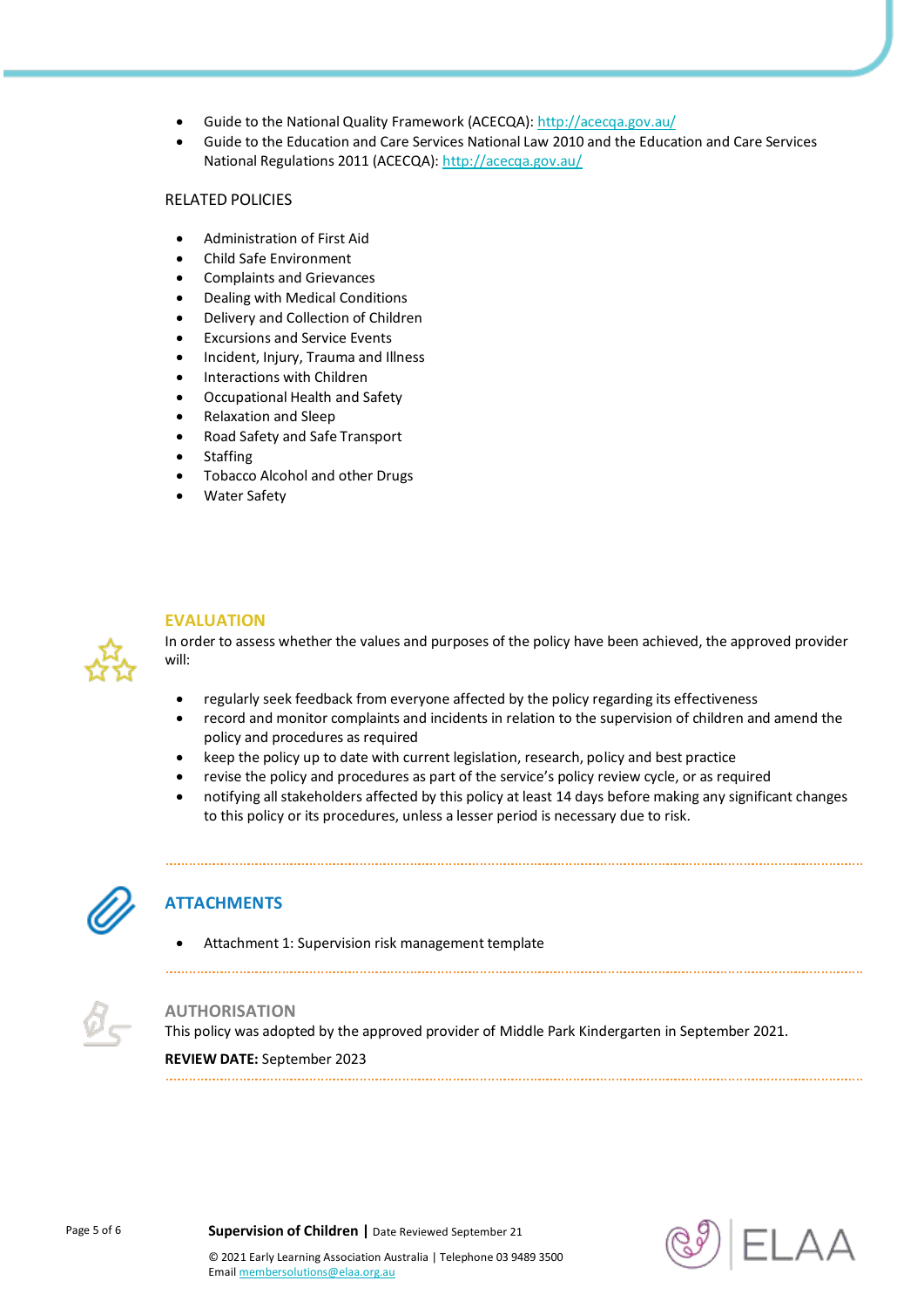- Guide to the National Quality Framework (ACECQA): http://acecqa.gov.au/
- Guide to the Education and Care Services National Law 2010 and the Education and Care Services National Regulations 2011 (ACECQA): http://acecqa.gov.au/

RELATED POLICIES

- Administration of First Aid
- Child Safe Environment
- Complaints and Grievances
- Dealing with Medical Conditions
- Delivery and Collection of Children
- Excursions and Service Events
- Incident, Injury, Trauma and Illness
- Interactions with Children
- Occupational Health and Safety
- Relaxation and Sleep
- Road Safety and Safe Transport
- Staffing
- Tobacco Alcohol and other Drugs
- Water Safety

## EVALUATION

In order to assess whether the values and purposes of the policy have been achieved, the approved provider will:

- regularly seek feedback from everyone affected by the policy regarding its effectiveness
- record and monitor complaints and incidents in relation to the supervision of children and amend the policy and procedures as required
- keep the policy up to date with current legislation, research, policy and best practice
- revise the policy and procedures as part of the service's policy review cycle, or as required
- notifying all stakeholders affected by this policy at least 14 days before making any significant changes to this policy or its procedures, unless a lesser period is necessary due to risk.

## ATTACHMENTS

- Attachment 1: Supervision risk management template

## AUTHORISATION

This policy was adopted by the approved provider of Middle Park Kindergarten in September 2021.

**REVIEW DATE:** September 2023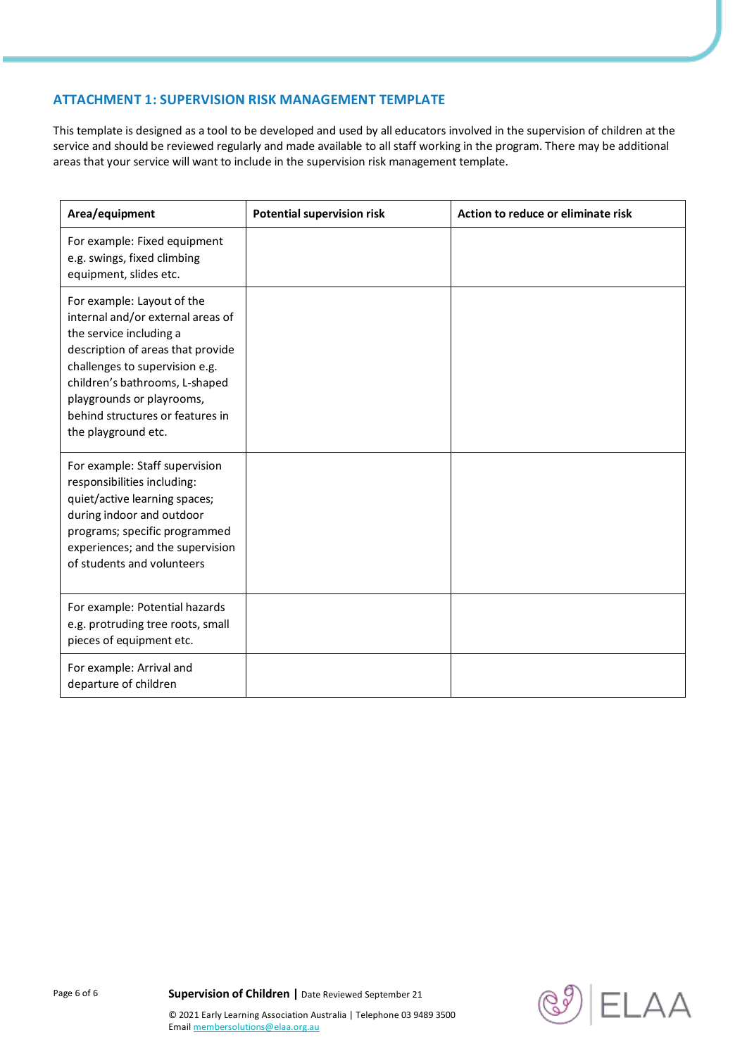## ATTACHMENT 1: SUPERVISION RISK MANAGEMENT TEMPLATE

This template is designed as a tool to be developed and used by all educators involved in the supervision of children at the service and should be reviewed regularly and made available to all staff working in the program. There may be additional areas that your service will want to include in the supervision risk management template.

| Area/equipment | Potential supervision risk | Action to reduce or eliminate risk |
|---|---|---|
| For example: Fixed equipment e.g. swings, fixed climbing equipment, slides etc. | | |
| For example: Layout of the internal and/or external areas of the service including a description of areas that provide challenges to supervision e.g. children's bathrooms, L-shaped playgrounds or playrooms, behind structures or features in the playground etc. | | |
| For example: Staff supervision responsibilities including: quiet/active learning spaces; during indoor and outdoor programs; specific programmed experiences; and the supervision of students and volunteers | | |
| For example: Potential hazards e.g. protruding tree roots, small pieces of equipment etc. | | |
| For example: Arrival and departure of children | | |